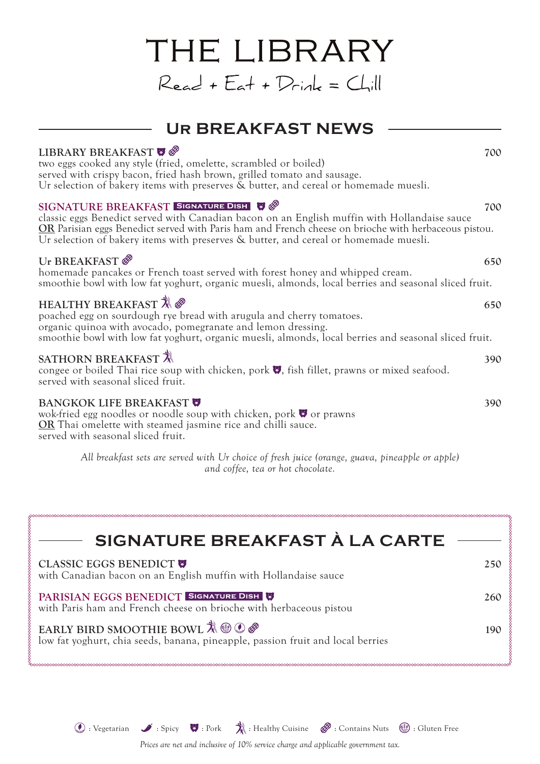# THE LIBRARY

Read + Eat + Drink = Chill

## Ur BREAKFAST NEWS

**LIBRARY BREAKFAST** — 700
two eggs cooked any style (fried, omelette, scrambled or boiled)
served with crispy bacon, fried hash brown, grilled tomato and sausage.
Ur selection of bakery items with preserves & butter, and cereal or homemade muesli.

**SIGNATURE BREAKFAST** SIGNATURE DISH — 700
classic eggs Benedict served with Canadian bacon on an English muffin with Hollandaise sauce
OR Parisian eggs Benedict served with Paris ham and French cheese on brioche with herbaceous pistou.
Ur selection of bakery items with preserves & butter, and cereal or homemade muesli.

**Ur BREAKFAST** — 650
homemade pancakes or French toast served with forest honey and whipped cream.
smoothie bowl with low fat yoghurt, organic muesli, almonds, local berries and seasonal sliced fruit.

**HEALTHY BREAKFAST** — 650
poached egg on sourdough rye bread with arugula and cherry tomatoes.
organic quinoa with avocado, pomegranate and lemon dressing.
smoothie bowl with low fat yoghurt, organic muesli, almonds, local berries and seasonal sliced fruit.

**SATHORN BREAKFAST** — 390
congee or boiled Thai rice soup with chicken, pork, fish fillet, prawns or mixed seafood.
served with seasonal sliced fruit.

**BANGKOK LIFE BREAKFAST** — 390
wok-fried egg noodles or noodle soup with chicken, pork or prawns
OR Thai omelette with steamed jasmine rice and chilli sauce.
served with seasonal sliced fruit.

*All breakfast sets are served with Ur choice of fresh juice (orange, guava, pineapple or apple) and coffee, tea or hot chocolate.*

## SIGNATURE BREAKFAST À LA CARTE

**CLASSIC EGGS BENEDICT** — 250
with Canadian bacon on an English muffin with Hollandaise sauce

**PARISIAN EGGS BENEDICT** SIGNATURE DISH — 260
with Paris ham and French cheese on brioche with herbaceous pistou

**EARLY BIRD SMOOTHIE BOWL** — 190
low fat yoghurt, chia seeds, banana, pineapple, passion fruit and local berries

: Vegetarian : Spicy : Pork : Healthy Cuisine : Contains Nuts : Gluten Free

*Prices are net and inclusive of 10% service charge and applicable government tax.*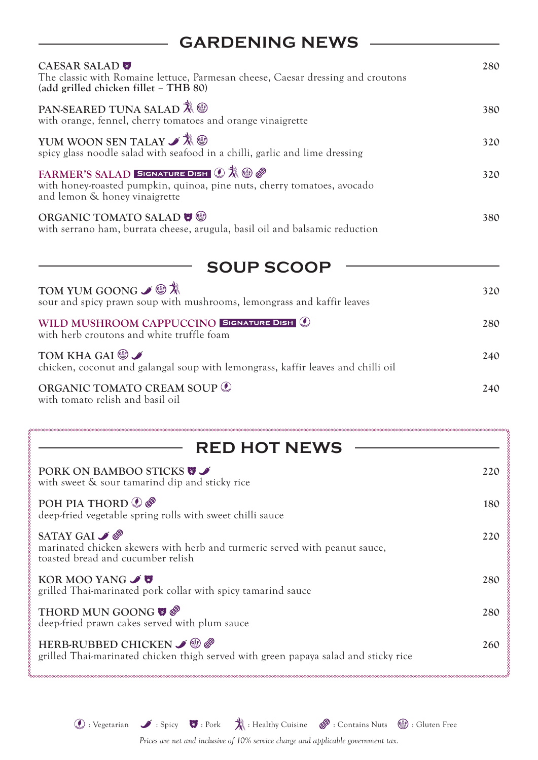## GARDENING NEWS

**CAESAR SALAD** (Pork) — 280
The classic with Romaine lettuce, Parmesan cheese, Caesar dressing and croutons
**(add grilled chicken fillet – THB 80)**

**PAN-SEARED TUNA SALAD** (Healthy Cuisine, Gluten Free) — 380
with orange, fennel, cherry tomatoes and orange vinaigrette

**YUM WOON SEN TALAY** (Spicy, Healthy Cuisine, Gluten Free) — 320
spicy glass noodle salad with seafood in a chilli, garlic and lime dressing

**FARMER'S SALAD** SIGNATURE DISH (Vegetarian, Healthy Cuisine, Gluten Free, Contains Nuts) — 320
with honey-roasted pumpkin, quinoa, pine nuts, cherry tomatoes, avocado and lemon & honey vinaigrette

**ORGANIC TOMATO SALAD** (Pork, Gluten Free) — 380
with serrano ham, burrata cheese, arugula, basil oil and balsamic reduction

## SOUP SCOOP

**TOM YUM GOONG** (Spicy, Gluten Free, Healthy Cuisine) — 320
sour and spicy prawn soup with mushrooms, lemongrass and kaffir leaves

**WILD MUSHROOM CAPPUCCINO** SIGNATURE DISH (Vegetarian) — 280
with herb croutons and white truffle foam

**TOM KHA GAI** (Gluten Free, Spicy) — 240
chicken, coconut and galangal soup with lemongrass, kaffir leaves and chilli oil

**ORGANIC TOMATO CREAM SOUP** (Vegetarian) — 240
with tomato relish and basil oil

## RED HOT NEWS

**PORK ON BAMBOO STICKS** (Pork, Spicy) — 220
with sweet & sour tamarind dip and sticky rice

**POH PIA THORD** (Vegetarian, Contains Nuts) — 180
deep-fried vegetable spring rolls with sweet chilli sauce

**SATAY GAI** (Spicy, Contains Nuts) — 220
marinated chicken skewers with herb and turmeric served with peanut sauce, toasted bread and cucumber relish

**KOR MOO YANG** (Spicy, Pork) — 280
grilled Thai-marinated pork collar with spicy tamarind sauce

**THORD MUN GOONG** (Pork, Contains Nuts) — 280
deep-fried prawn cakes served with plum sauce

**HERB-RUBBED CHICKEN** (Spicy, Gluten Free, Contains Nuts) — 260
grilled Thai-marinated chicken thigh served with green papaya salad and sticky rice

Legend: Vegetarian · Spicy · Pork · Healthy Cuisine · Contains Nuts · Gluten Free

*Prices are net and inclusive of 10% service charge and applicable government tax.*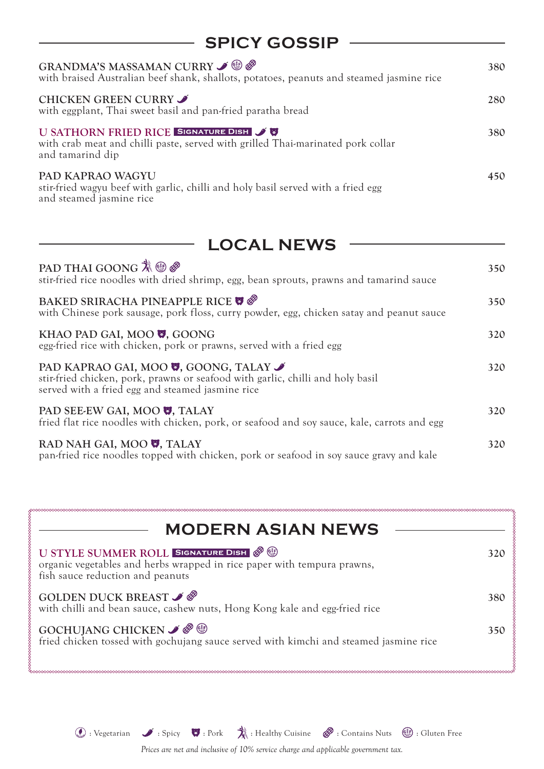## SPICY GOSSIP

**GRANDMA'S MASSAMAN CURRY** (Spicy, Gluten Free, Contains Nuts) — 380
with braised Australian beef shank, shallots, potatoes, peanuts and steamed jasmine rice

**CHICKEN GREEN CURRY** (Spicy) — 280
with eggplant, Thai sweet basil and pan-fried paratha bread

**U SATHORN FRIED RICE** SIGNATURE DISH (Spicy, Pork) — 380
with crab meat and chilli paste, served with grilled Thai-marinated pork collar and tamarind dip

**PAD KAPRAO WAGYU** — 450
stir-fried wagyu beef with garlic, chilli and holy basil served with a fried egg and steamed jasmine rice

## LOCAL NEWS

**PAD THAI GOONG** (Healthy Cuisine, Gluten Free, Contains Nuts) — 350
stir-fried rice noodles with dried shrimp, egg, bean sprouts, prawns and tamarind sauce

**BAKED SRIRACHA PINEAPPLE RICE** (Pork, Contains Nuts) — 350
with Chinese pork sausage, pork floss, curry powder, egg, chicken satay and peanut sauce

**KHAO PAD GAI, MOO (Pork), GOONG** — 320
egg-fried rice with chicken, pork or prawns, served with a fried egg

**PAD KAPRAO GAI, MOO (Pork), GOONG, TALAY** (Spicy) — 320
stir-fried chicken, pork, prawns or seafood with garlic, chilli and holy basil served with a fried egg and steamed jasmine rice

**PAD SEE-EW GAI, MOO (Pork), TALAY** — 320
fried flat rice noodles with chicken, pork, or seafood and soy sauce, kale, carrots and egg

**RAD NAH GAI, MOO (Pork), TALAY** — 320
pan-fried rice noodles topped with chicken, pork or seafood in soy sauce gravy and kale

## MODERN ASIAN NEWS

**U STYLE SUMMER ROLL** SIGNATURE DISH (Contains Nuts, Gluten Free) — 320
organic vegetables and herbs wrapped in rice paper with tempura prawns, fish sauce reduction and peanuts

**GOLDEN DUCK BREAST** (Spicy, Contains Nuts) — 380
with chilli and bean sauce, cashew nuts, Hong Kong kale and egg-fried rice

**GOCHUJANG CHICKEN** (Spicy, Contains Nuts, Gluten Free) — 350
fried chicken tossed with gochujang sauce served with kimchi and steamed jasmine rice

Legend: Vegetarian | Spicy | Pork | Healthy Cuisine | Contains Nuts | Gluten Free

*Prices are net and inclusive of 10% service charge and applicable government tax.*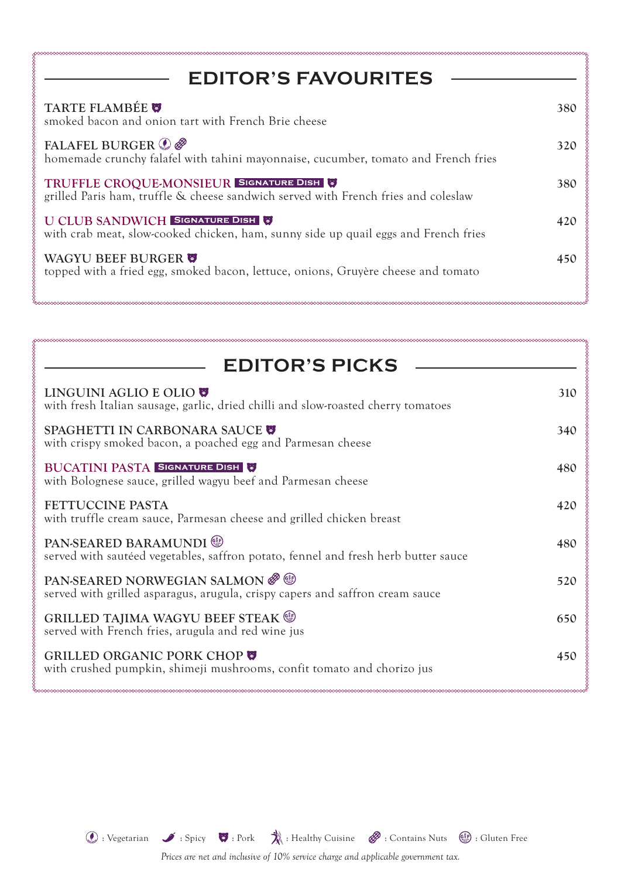## EDITOR'S FAVOURITES

**TARTE FLAMBÉE** (Pork) — 380
smoked bacon and onion tart with French Brie cheese

**FALAFEL BURGER** (Vegetarian, Contains Nuts) — 320
homemade crunchy falafel with tahini mayonnaise, cucumber, tomato and French fries

**TRUFFLE CROQUE-MONSIEUR** SIGNATURE DISH (Pork) — 380
grilled Paris ham, truffle & cheese sandwich served with French fries and coleslaw

**U CLUB SANDWICH** SIGNATURE DISH (Pork) — 420
with crab meat, slow-cooked chicken, ham, sunny side up quail eggs and French fries

**WAGYU BEEF BURGER** (Pork) — 450
topped with a fried egg, smoked bacon, lettuce, onions, Gruyère cheese and tomato

## EDITOR'S PICKS

**LINGUINI AGLIO E OLIO** (Pork) — 310
with fresh Italian sausage, garlic, dried chilli and slow-roasted cherry tomatoes

**SPAGHETTI IN CARBONARA SAUCE** (Pork) — 340
with crispy smoked bacon, a poached egg and Parmesan cheese

**BUCATINI PASTA** SIGNATURE DISH (Pork) — 480
with Bolognese sauce, grilled wagyu beef and Parmesan cheese

**FETTUCCINE PASTA** — 420
with truffle cream sauce, Parmesan cheese and grilled chicken breast

**PAN-SEARED BARAMUNDI** (Gluten Free) — 480
served with sautéed vegetables, saffron potato, fennel and fresh herb butter sauce

**PAN-SEARED NORWEGIAN SALMON** (Contains Nuts, Gluten Free) — 520
served with grilled asparagus, arugula, crispy capers and saffron cream sauce

**GRILLED TAJIMA WAGYU BEEF STEAK** (Gluten Free) — 650
served with French fries, arugula and red wine jus

**GRILLED ORGANIC PORK CHOP** (Pork) — 450
with crushed pumpkin, shimeji mushrooms, confit tomato and chorizo jus

: Vegetarian : Spicy : Pork : Healthy Cuisine : Contains Nuts : Gluten Free

*Prices are net and inclusive of 10% service charge and applicable government tax.*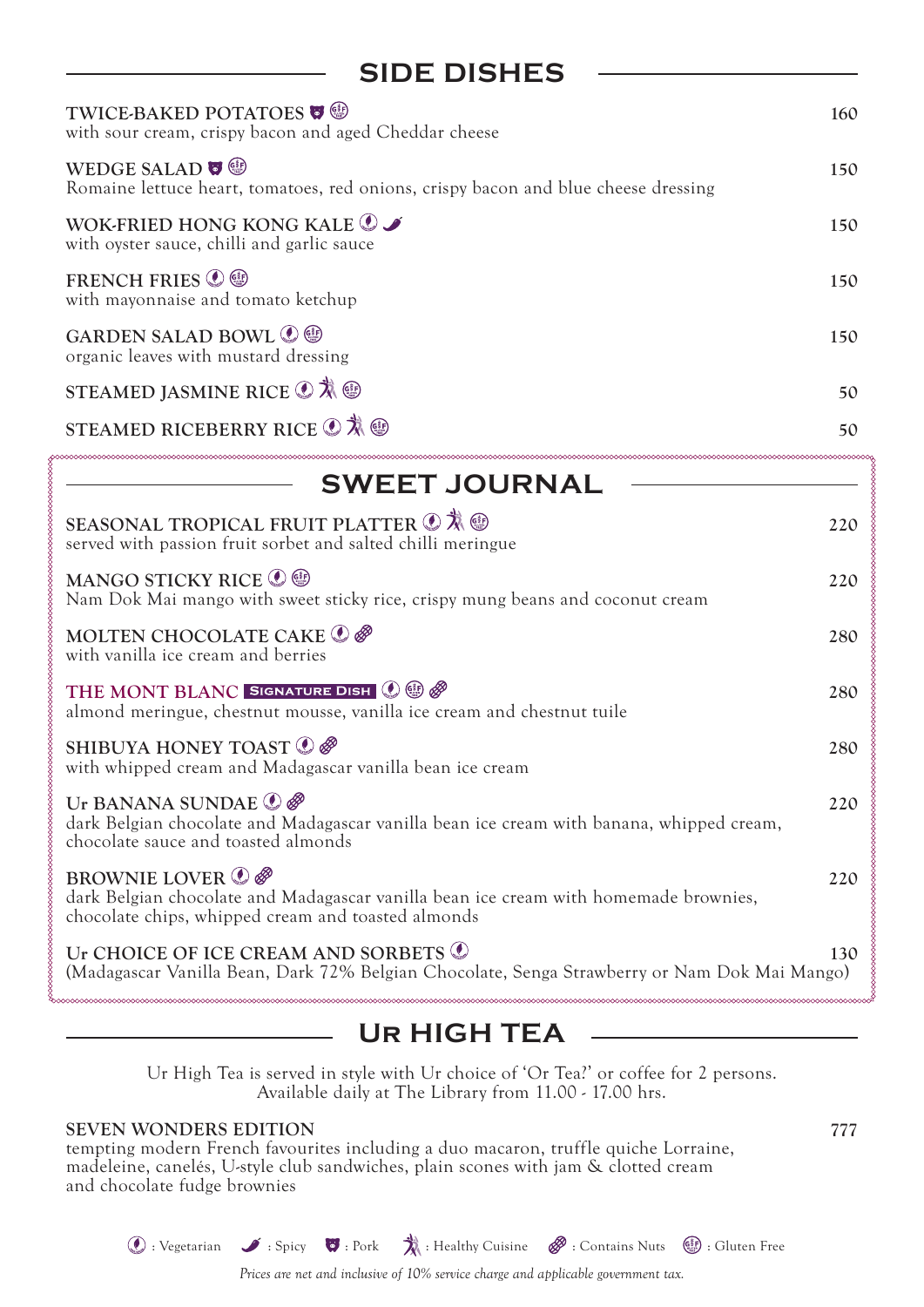## SIDE DISHES

**TWICE-BAKED POTATOES** (Pork, Gluten Free) — 160
with sour cream, crispy bacon and aged Cheddar cheese

**WEDGE SALAD** (Pork, Gluten Free) — 150
Romaine lettuce heart, tomatoes, red onions, crispy bacon and blue cheese dressing

**WOK-FRIED HONG KONG KALE** (Vegetarian, Spicy) — 150
with oyster sauce, chilli and garlic sauce

**FRENCH FRIES** (Vegetarian, Gluten Free) — 150
with mayonnaise and tomato ketchup

**GARDEN SALAD BOWL** (Vegetarian, Gluten Free) — 150
organic leaves with mustard dressing

**STEAMED JASMINE RICE** (Vegetarian, Healthy Cuisine, Gluten Free) — 50

**STEAMED RICEBERRY RICE** (Vegetarian, Healthy Cuisine, Gluten Free) — 50

## SWEET JOURNAL

**SEASONAL TROPICAL FRUIT PLATTER** (Vegetarian, Healthy Cuisine, Gluten Free) — 220
served with passion fruit sorbet and salted chilli meringue

**MANGO STICKY RICE** (Vegetarian, Gluten Free) — 220
Nam Dok Mai mango with sweet sticky rice, crispy mung beans and coconut cream

**MOLTEN CHOCOLATE CAKE** (Vegetarian, Contains Nuts) — 280
with vanilla ice cream and berries

**THE MONT BLANC** SIGNATURE DISH (Vegetarian, Gluten Free, Contains Nuts) — 280
almond meringue, chestnut mousse, vanilla ice cream and chestnut tuile

**SHIBUYA HONEY TOAST** (Vegetarian, Contains Nuts) — 280
with whipped cream and Madagascar vanilla bean ice cream

**Ur BANANA SUNDAE** (Vegetarian, Contains Nuts) — 220
dark Belgian chocolate and Madagascar vanilla bean ice cream with banana, whipped cream, chocolate sauce and toasted almonds

**BROWNIE LOVER** (Vegetarian, Contains Nuts) — 220
dark Belgian chocolate and Madagascar vanilla bean ice cream with homemade brownies, chocolate chips, whipped cream and toasted almonds

**Ur CHOICE OF ICE CREAM AND SORBETS** (Vegetarian) — 130
(Madagascar Vanilla Bean, Dark 72% Belgian Chocolate, Senga Strawberry or Nam Dok Mai Mango)

## Ur HIGH TEA

Ur High Tea is served in style with Ur choice of 'Or Tea?' or coffee for 2 persons.
Available daily at The Library from 11.00 - 17.00 hrs.

**SEVEN WONDERS EDITION** — 777
tempting modern French favourites including a duo macaron, truffle quiche Lorraine, madeleine, canelés, U-style club sandwiches, plain scones with jam & clotted cream and chocolate fudge brownies

Vegetarian · Spicy · Pork · Healthy Cuisine · Contains Nuts · Gluten Free

*Prices are net and inclusive of 10% service charge and applicable government tax.*